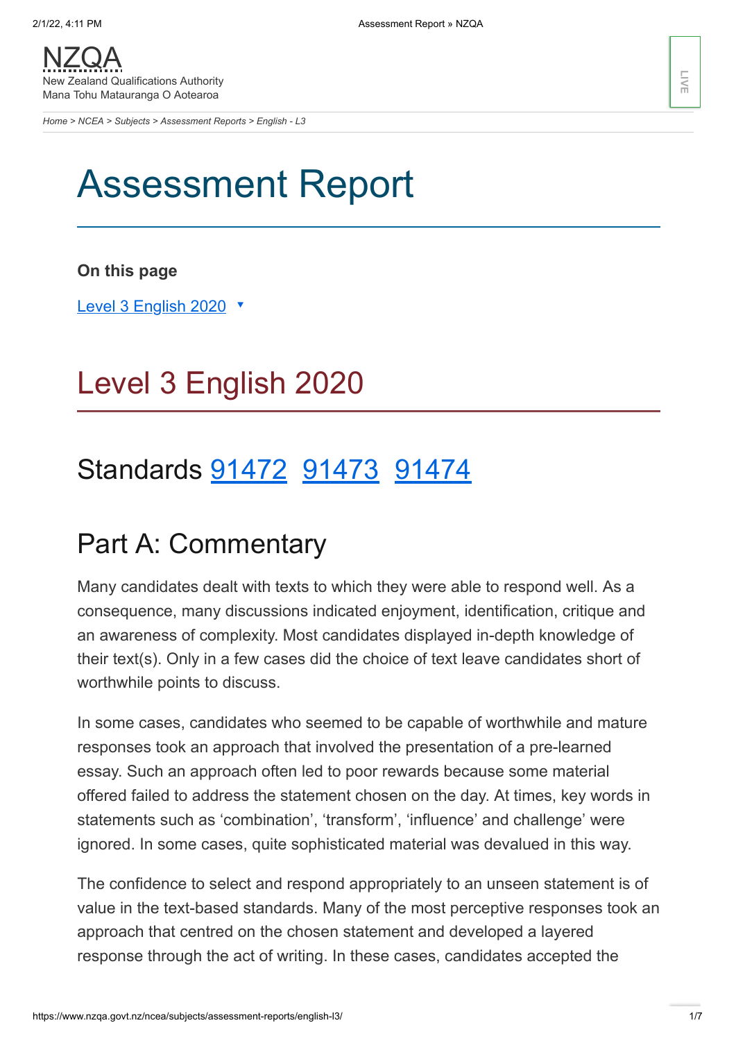NZQA
New Zealand Qualifications Authority
Mana Tohu Matauranga O Aotearoa

Home > NCEA > Subjects > Assessment Reports > English - L3

# Assessment Report

**On this page**

Level 3 English 2020 ▾

## Level 3 English 2020

## Standards 91472 91473 91474

## Part A: Commentary

Many candidates dealt with texts to which they were able to respond well. As a consequence, many discussions indicated enjoyment, identification, critique and an awareness of complexity. Most candidates displayed in-depth knowledge of their text(s). Only in a few cases did the choice of text leave candidates short of worthwhile points to discuss.

In some cases, candidates who seemed to be capable of worthwhile and mature responses took an approach that involved the presentation of a pre-learned essay. Such an approach often led to poor rewards because some material offered failed to address the statement chosen on the day. At times, key words in statements such as 'combination', 'transform', 'influence' and challenge' were ignored. In some cases, quite sophisticated material was devalued in this way.

The confidence to select and respond appropriately to an unseen statement is of value in the text-based standards. Many of the most perceptive responses took an approach that centred on the chosen statement and developed a layered response through the act of writing. In these cases, candidates accepted the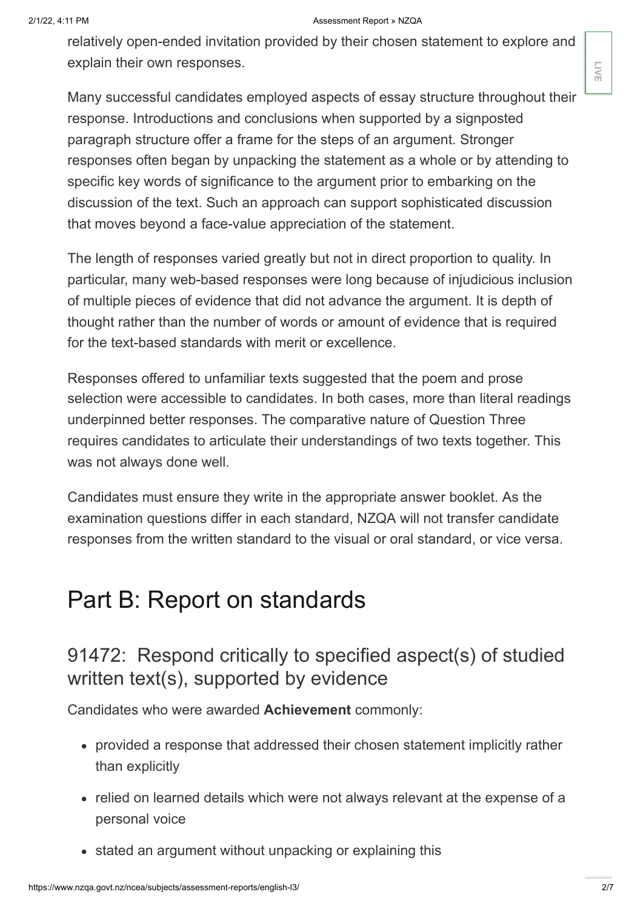relatively open-ended invitation provided by their chosen statement to explore and explain their own responses.

Many successful candidates employed aspects of essay structure throughout their response. Introductions and conclusions when supported by a signposted paragraph structure offer a frame for the steps of an argument. Stronger responses often began by unpacking the statement as a whole or by attending to specific key words of significance to the argument prior to embarking on the discussion of the text. Such an approach can support sophisticated discussion that moves beyond a face-value appreciation of the statement.

The length of responses varied greatly but not in direct proportion to quality. In particular, many web-based responses were long because of injudicious inclusion of multiple pieces of evidence that did not advance the argument. It is depth of thought rather than the number of words or amount of evidence that is required for the text-based standards with merit or excellence.

Responses offered to unfamiliar texts suggested that the poem and prose selection were accessible to candidates. In both cases, more than literal readings underpinned better responses. The comparative nature of Question Three requires candidates to articulate their understandings of two texts together. This was not always done well.

Candidates must ensure they write in the appropriate answer booklet. As the examination questions differ in each standard, NZQA will not transfer candidate responses from the written standard to the visual or oral standard, or vice versa.

# Part B: Report on standards

## 91472: Respond critically to specified aspect(s) of studied written text(s), supported by evidence

Candidates who were awarded **Achievement** commonly:

- provided a response that addressed their chosen statement implicitly rather than explicitly
- relied on learned details which were not always relevant at the expense of a personal voice
- stated an argument without unpacking or explaining this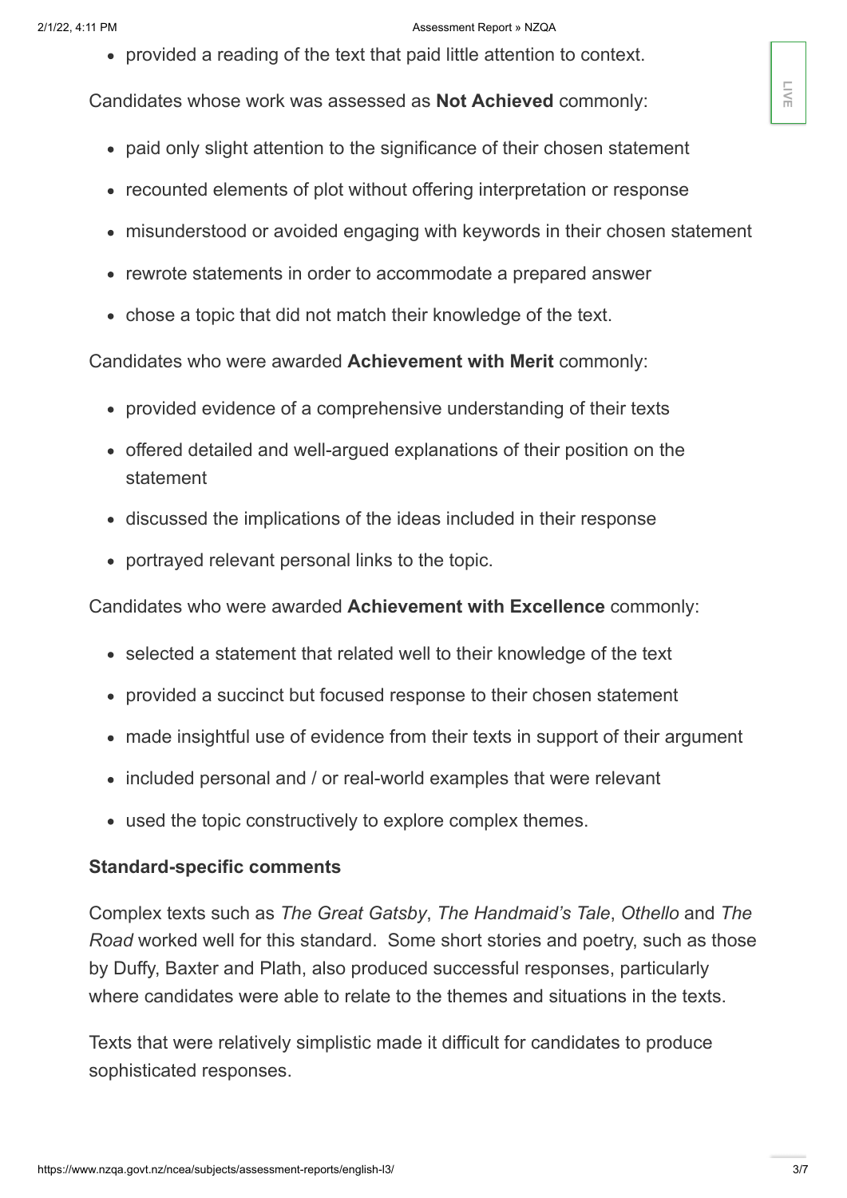- provided a reading of the text that paid little attention to context.

Candidates whose work was assessed as **Not Achieved** commonly:

- paid only slight attention to the significance of their chosen statement
- recounted elements of plot without offering interpretation or response
- misunderstood or avoided engaging with keywords in their chosen statement
- rewrote statements in order to accommodate a prepared answer
- chose a topic that did not match their knowledge of the text.

Candidates who were awarded **Achievement with Merit** commonly:

- provided evidence of a comprehensive understanding of their texts
- offered detailed and well-argued explanations of their position on the statement
- discussed the implications of the ideas included in their response
- portrayed relevant personal links to the topic.

Candidates who were awarded **Achievement with Excellence** commonly:

- selected a statement that related well to their knowledge of the text
- provided a succinct but focused response to their chosen statement
- made insightful use of evidence from their texts in support of their argument
- included personal / or real-world examples that were relevant
- used the topic constructively to explore complex themes.

### Standard-specific comments

Complex texts such as *The Great Gatsby*, *The Handmaid's Tale*, *Othello* and *The Road* worked well for this standard. Some short stories and poetry, such as those by Duffy, Baxter and Plath, also produced successful responses, particularly where candidates were able to relate to the themes and situations in the texts.

Texts that were relatively simplistic made it difficult for candidates to produce sophisticated responses.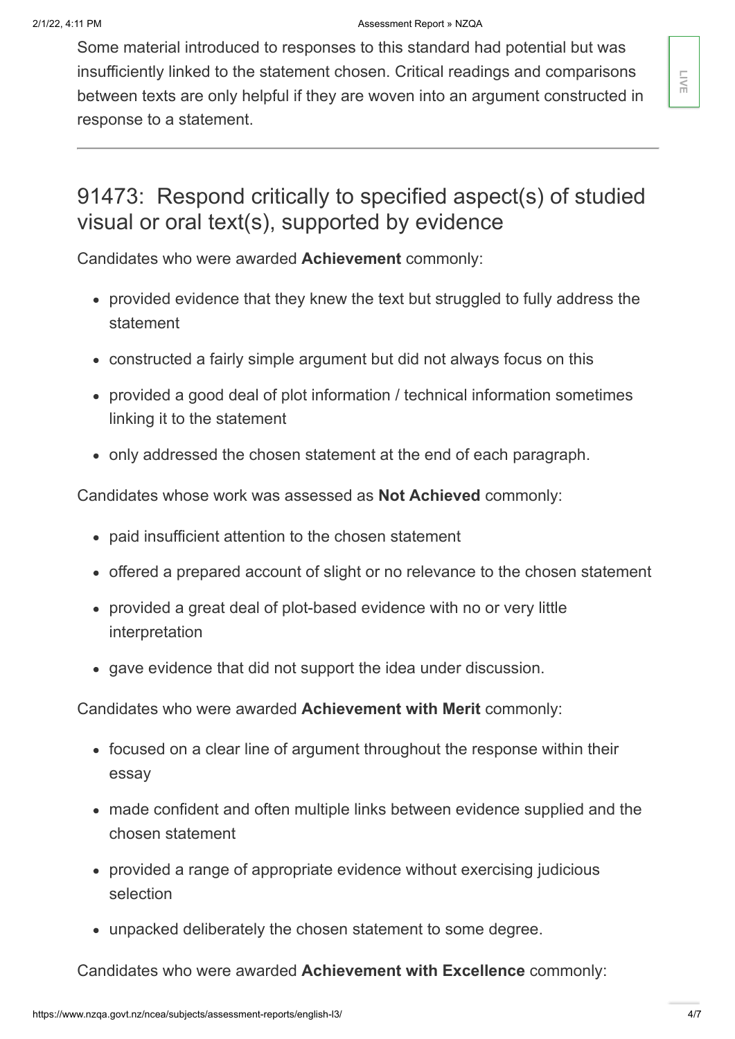Some material introduced to responses to this standard had potential but was insufficiently linked to the statement chosen. Critical readings and comparisons between texts are only helpful if they are woven into an argument constructed in response to a statement.

---

## 91473: Respond critically to specified aspect(s) of studied visual or oral text(s), supported by evidence

Candidates who were awarded **Achievement** commonly:

- provided evidence that they knew the text but struggled to fully address the statement
- constructed a fairly simple argument but did not always focus on this
- provided a good deal of plot information / technical information sometimes linking it to the statement
- only addressed the chosen statement at the end of each paragraph.

Candidates whose work was assessed as **Not Achieved** commonly:

- paid insufficient attention to the chosen statement
- offered a prepared account of slight or no relevance to the chosen statement
- provided a great deal of plot-based evidence with no or very little interpretation
- gave evidence that did not support the idea under discussion.

Candidates who were awarded **Achievement with Merit** commonly:

- focused on a clear line of argument throughout the response within their essay
- made confident and often multiple links between evidence supplied and the chosen statement
- provided a range of appropriate evidence without exercising judicious selection
- unpacked deliberately the chosen statement to some degree.

Candidates who were awarded **Achievement with Excellence** commonly: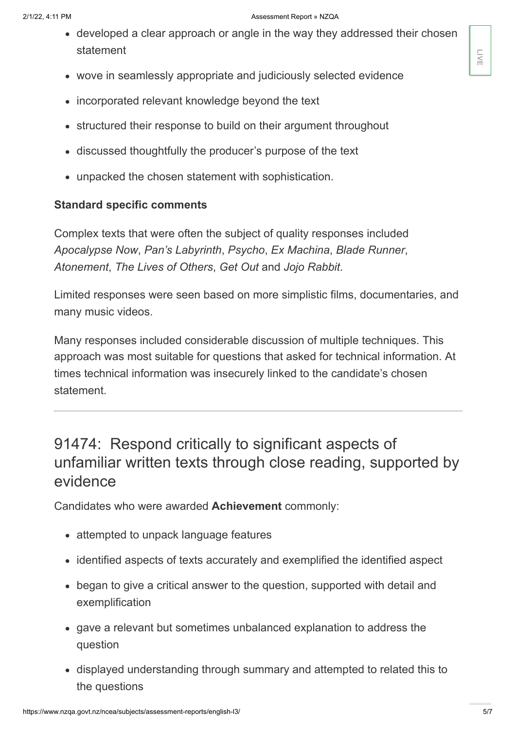- developed a clear approach or angle in the way they addressed their chosen statement
- wove in seamlessly appropriate and judiciously selected evidence
- incorporated relevant knowledge beyond the text
- structured their response to build on their argument throughout
- discussed thoughtfully the producer's purpose of the text
- unpacked the chosen statement with sophistication.

**Standard specific comments**

Complex texts that were often the subject of quality responses included *Apocalypse Now*, *Pan's Labyrinth*, *Psycho*, *Ex Machina*, *Blade Runner*, *Atonement*, *The Lives of Others*, *Get Out* and *Jojo Rabbit*.

Limited responses were seen based on more simplistic films, documentaries, and many music videos.

Many responses included considerable discussion of multiple techniques. This approach was most suitable for questions that asked for technical information. At times technical information was insecurely linked to the candidate's chosen statement.

---

## 91474: Respond critically to significant aspects of unfamiliar written texts through close reading, supported by evidence

Candidates who were awarded **Achievement** commonly:

- attempted to unpack language features
- identified aspects of texts accurately and exemplified the identified aspect
- began to give a critical answer to the question, supported with detail and exemplification
- gave a relevant but sometimes unbalanced explanation to address the question
- displayed understanding through summary and attempted to related this to the questions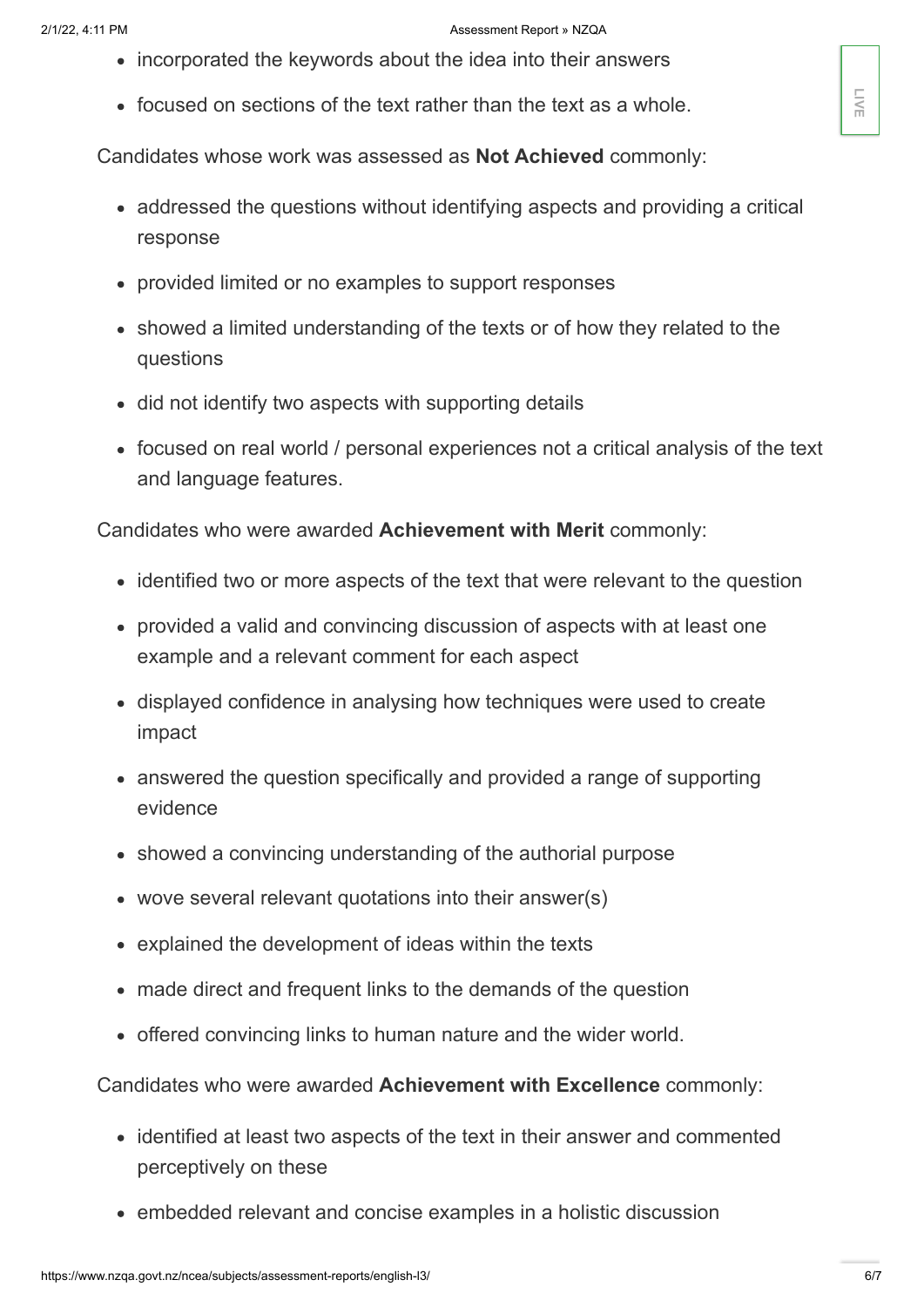- incorporated the keywords about the idea into their answers
- focused on sections of the text rather than the text as a whole.

Candidates whose work was assessed as **Not Achieved** commonly:

- addressed the questions without identifying aspects and providing a critical response
- provided limited or no examples to support responses
- showed a limited understanding of the texts or of how they related to the questions
- did not identify two aspects with supporting details
- focused on real world / personal experiences not a critical analysis of the text and language features.

Candidates who were awarded **Achievement with Merit** commonly:

- identified two or more aspects of the text that were relevant to the question
- provided a valid and convincing discussion of aspects with at least one example and a relevant comment for each aspect
- displayed confidence in analysing how techniques were used to create impact
- answered the question specifically and provided a range of supporting evidence
- showed a convincing understanding of the authorial purpose
- wove several relevant quotations into their answer(s)
- explained the development of ideas within the texts
- made direct and frequent links to the demands of the question
- offered convincing links to human nature and the wider world.

Candidates who were awarded **Achievement with Excellence** commonly:

- identified at least two aspects of the text in their answer and commented perceptively on these
- embedded relevant and concise examples in a holistic discussion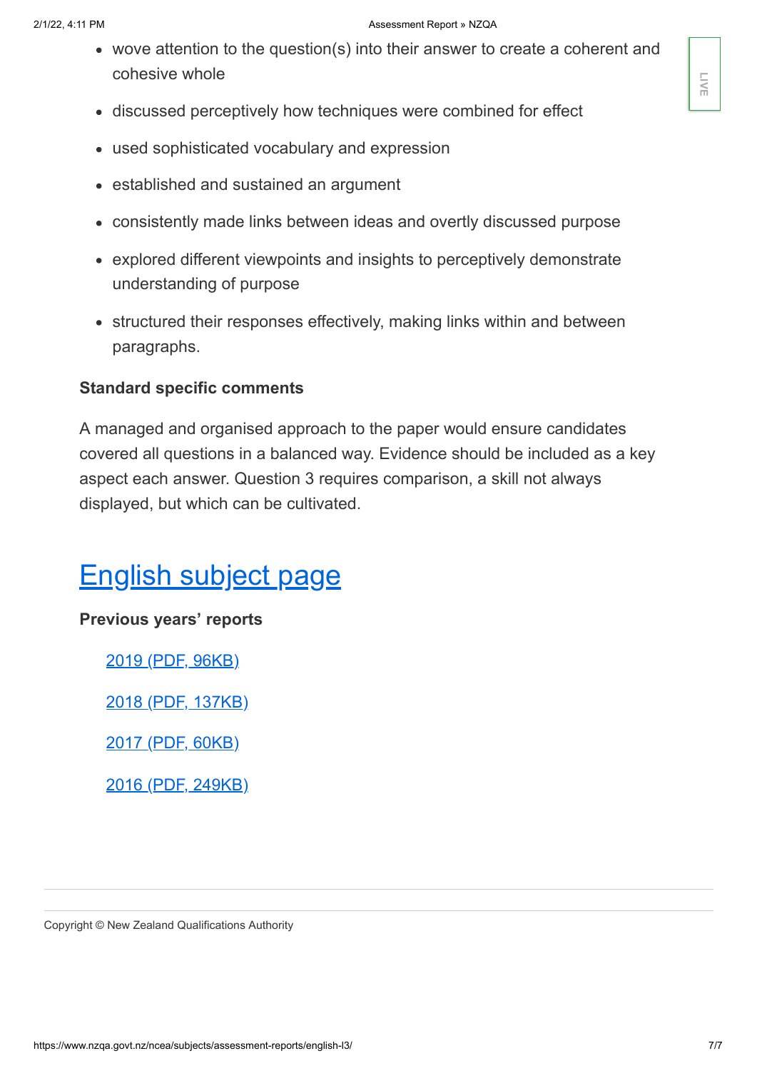- wove attention to the question(s) into their answer to create a coherent and cohesive whole
- discussed perceptively how techniques were combined for effect
- used sophisticated vocabulary and expression
- established and sustained an argument
- consistently made links between ideas and overtly discussed purpose
- explored different viewpoints and insights to perceptively demonstrate understanding of purpose
- structured their responses effectively, making links within and between paragraphs.

**Standard specific comments**

A managed and organised approach to the paper would ensure candidates covered all questions in a balanced way. Evidence should be included as a key aspect each answer. Question 3 requires comparison, a skill not always displayed, but which can be cultivated.

## English subject page

**Previous years' reports**

2019 (PDF, 96KB)

2018 (PDF, 137KB)

2017 (PDF, 60KB)

2016 (PDF, 249KB)

Copyright © New Zealand Qualifications Authority